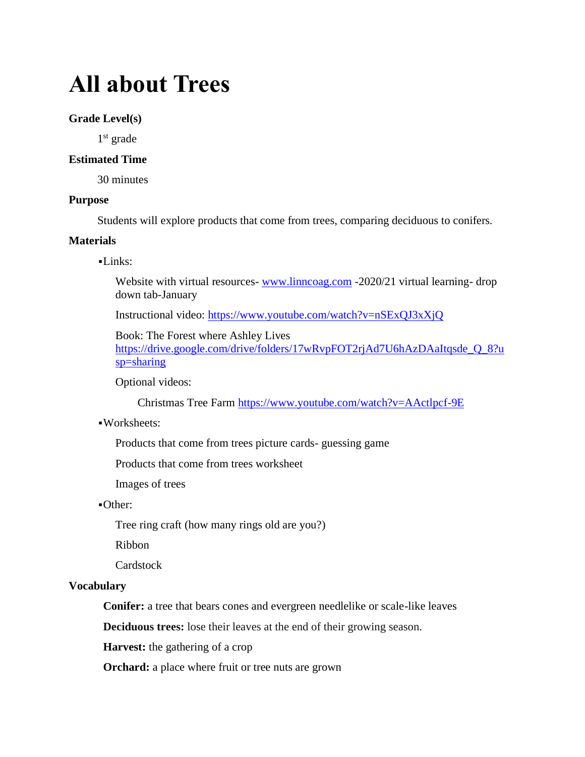# All about Trees

**Grade Level(s)**

1st grade

**Estimated Time**

30 minutes

**Purpose**

Students will explore products that come from trees, comparing deciduous to conifers.

**Materials**

- Links:

  Website with virtual resources- www.linncoag.com -2020/21 virtual learning- drop down tab-January

  Instructional video: https://www.youtube.com/watch?v=nSExQJ3xXjQ

  Book: The Forest where Ashley Lives https://drive.google.com/drive/folders/17wRvpFOT2rjAd7U6hAzDAaItqsde_Q_8?usp=sharing

  Optional videos:

  Christmas Tree Farm https://www.youtube.com/watch?v=AActlpcf-9E

- Worksheets:

  Products that come from trees picture cards- guessing game

  Products that come from trees worksheet

  Images of trees

- Other:

  Tree ring craft (how many rings old are you?)

  Ribbon

  Cardstock

**Vocabulary**

**Conifer:** a tree that bears cones and evergreen needlelike or scale-like leaves

**Deciduous trees:** lose their leaves at the end of their growing season.

**Harvest:** the gathering of a crop

**Orchard:** a place where fruit or tree nuts are grown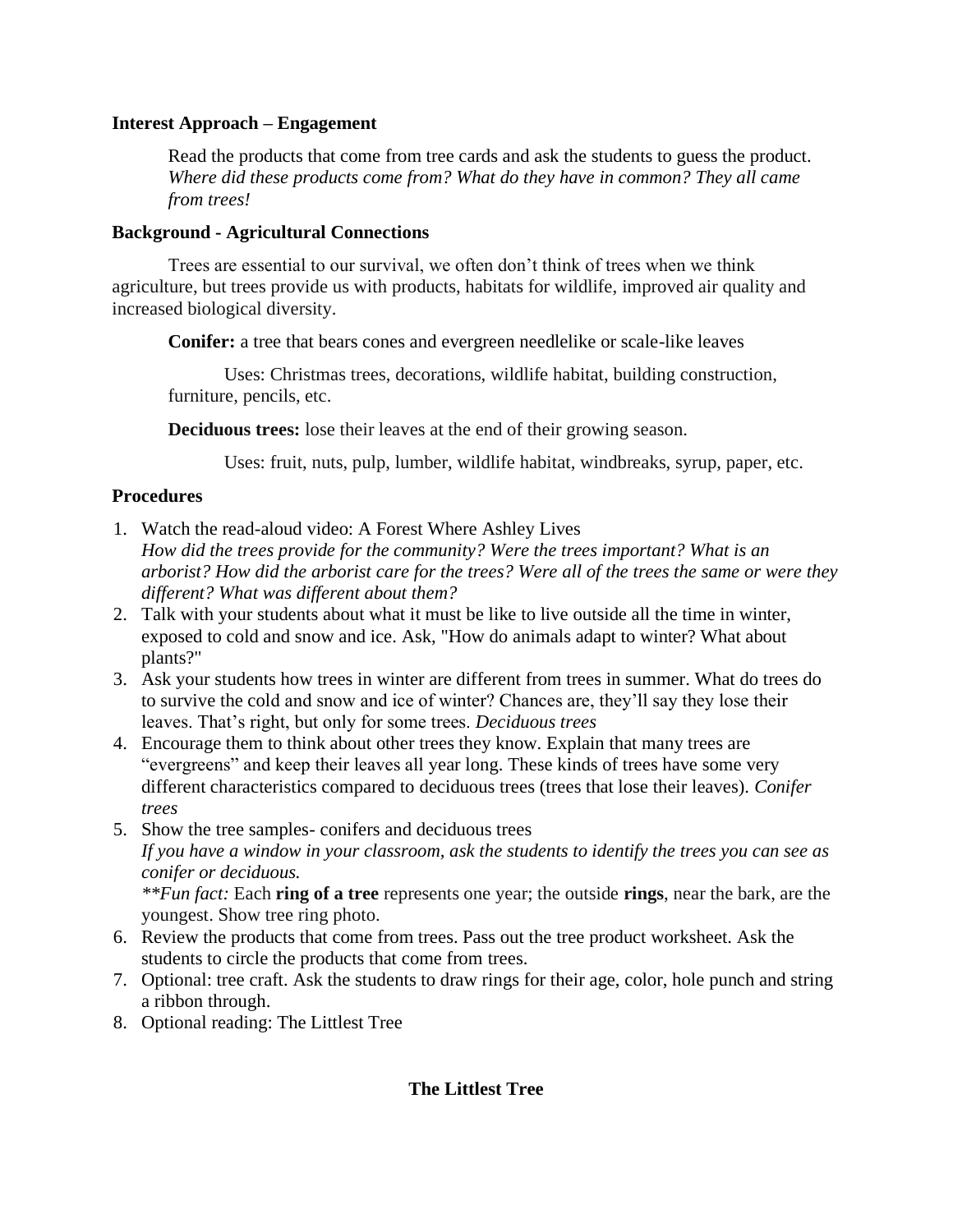**Interest Approach – Engagement**

Read the products that come from tree cards and ask the students to guess the product. *Where did these products come from? What do they have in common? They all came from trees!*

**Background - Agricultural Connections**

Trees are essential to our survival, we often don't think of trees when we think agriculture, but trees provide us with products, habitats for wildlife, improved air quality and increased biological diversity.

**Conifer:** a tree that bears cones and evergreen needlelike or scale-like leaves

Uses: Christmas trees, decorations, wildlife habitat, building construction, furniture, pencils, etc.

**Deciduous trees:** lose their leaves at the end of their growing season.

Uses: fruit, nuts, pulp, lumber, wildlife habitat, windbreaks, syrup, paper, etc.

**Procedures**

1. Watch the read-aloud video: A Forest Where Ashley Lives
   *How did the trees provide for the community? Were the trees important? What is an arborist? How did the arborist care for the trees? Were all of the trees the same or were they different? What was different about them?*
2. Talk with your students about what it must be like to live outside all the time in winter, exposed to cold and snow and ice. Ask, "How do animals adapt to winter? What about plants?"
3. Ask your students how trees in winter are different from trees in summer. What do trees do to survive the cold and snow and ice of winter? Chances are, they'll say they lose their leaves. That's right, but only for some trees. *Deciduous trees*
4. Encourage them to think about other trees they know. Explain that many trees are "evergreens" and keep their leaves all year long. These kinds of trees have some very different characteristics compared to deciduous trees (trees that lose their leaves). *Conifer trees*
5. Show the tree samples- conifers and deciduous trees
   *If you have a window in your classroom, ask the students to identify the trees you can see as conifer or deciduous.*
   *\*\*Fun fact:* Each **ring of a tree** represents one year; the outside **rings**, near the bark, are the youngest. Show tree ring photo.
6. Review the products that come from trees. Pass out the tree product worksheet. Ask the students to circle the products that come from trees.
7. Optional: tree craft. Ask the students to draw rings for their age, color, hole punch and string a ribbon through.
8. Optional reading: The Littlest Tree

**The Littlest Tree**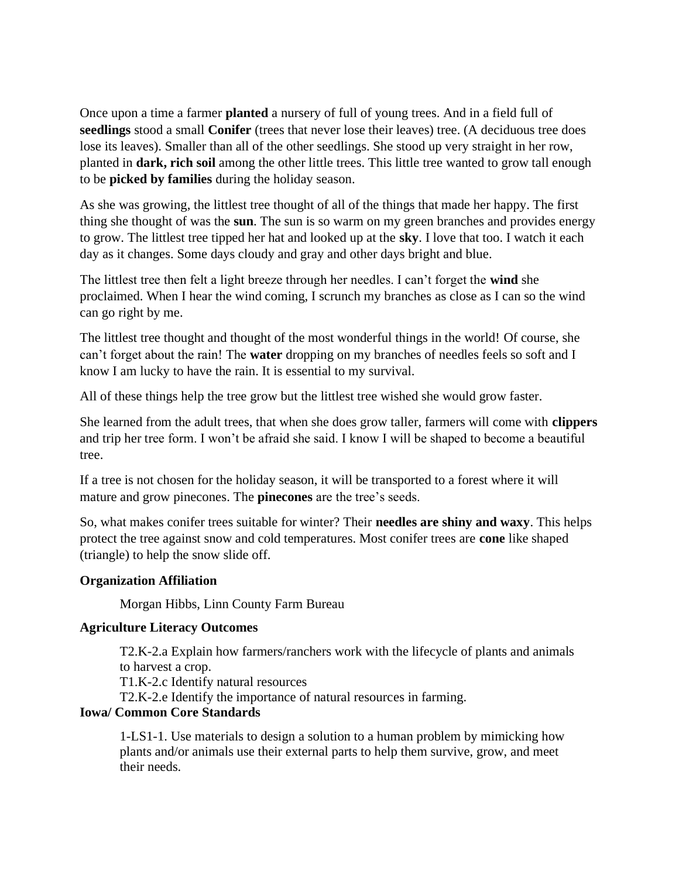Once upon a time a farmer **planted** a nursery of full of young trees. And in a field full of **seedlings** stood a small **Conifer** (trees that never lose their leaves) tree. (A deciduous tree does lose its leaves). Smaller than all of the other seedlings. She stood up very straight in her row, planted in **dark, rich soil** among the other little trees. This little tree wanted to grow tall enough to be **picked by families** during the holiday season.

As she was growing, the littlest tree thought of all of the things that made her happy. The first thing she thought of was the **sun**. The sun is so warm on my green branches and provides energy to grow. The littlest tree tipped her hat and looked up at the **sky**. I love that too. I watch it each day as it changes. Some days cloudy and gray and other days bright and blue.

The littlest tree then felt a light breeze through her needles. I can't forget the **wind** she proclaimed. When I hear the wind coming, I scrunch my branches as close as I can so the wind can go right by me.

The littlest tree thought and thought of the most wonderful things in the world! Of course, she can't forget about the rain! The **water** dropping on my branches of needles feels so soft and I know I am lucky to have the rain. It is essential to my survival.

All of these things help the tree grow but the littlest tree wished she would grow faster.

She learned from the adult trees, that when she does grow taller, farmers will come with **clippers** and trip her tree form. I won't be afraid she said. I know I will be shaped to become a beautiful tree.

If a tree is not chosen for the holiday season, it will be transported to a forest where it will mature and grow pinecones. The **pinecones** are the tree's seeds.

So, what makes conifer trees suitable for winter? Their **needles are shiny and waxy**. This helps protect the tree against snow and cold temperatures. Most conifer trees are **cone** like shaped (triangle) to help the snow slide off.

**Organization Affiliation**

Morgan Hibbs, Linn County Farm Bureau

**Agriculture Literacy Outcomes**

T2.K-2.a Explain how farmers/ranchers work with the lifecycle of plants and animals to harvest a crop.
T1.K-2.c Identify natural resources
T2.K-2.e Identify the importance of natural resources in farming.

**Iowa/ Common Core Standards**

1-LS1-1. Use materials to design a solution to a human problem by mimicking how plants and/or animals use their external parts to help them survive, grow, and meet their needs.